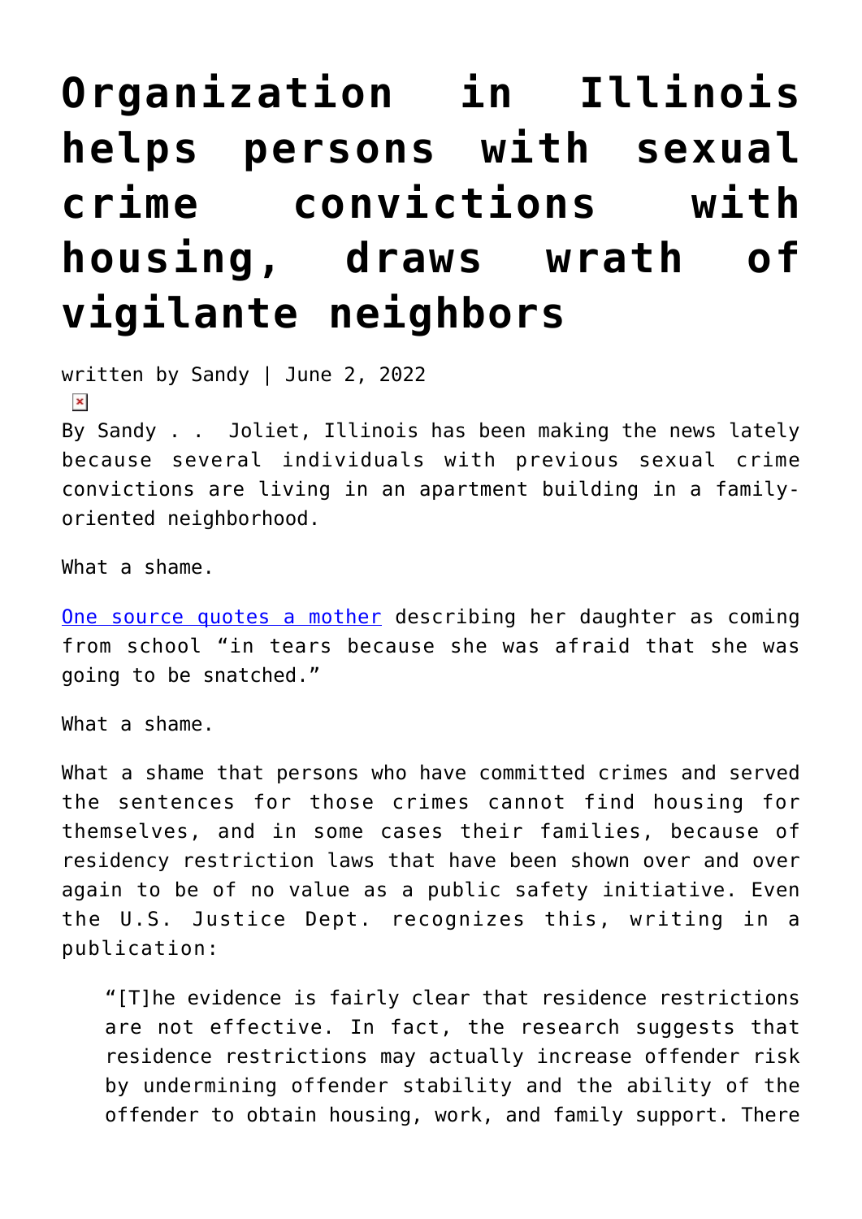# Organization in Illinois helps persons with sexual crime convictions with housing, draws wrath of vigilante neighbors

written by Sandy | June 2, 2022

By Sandy . . Joliet, Illinois has been making the news lately because several individuals with previous sexual crime convictions are living in an apartment building in a family-oriented neighborhood.

What a shame.

[One source quotes a mother] describing her daughter as coming from school "in tears because she was afraid that she was going to be snatched."

What a shame.

What a shame that persons who have committed crimes and served the sentences for those crimes cannot find housing for themselves, and in some cases their families, because of residency restriction laws that have been shown over and over again to be of no value as a public safety initiative. Even the U.S. Justice Dept. recognizes this, writing in a publication:

> "[T]he evidence is fairly clear that residence restrictions are not effective. In fact, the research suggests that residence restrictions may actually increase offender risk by undermining offender stability and the ability of the offender to obtain housing, work, and family support. There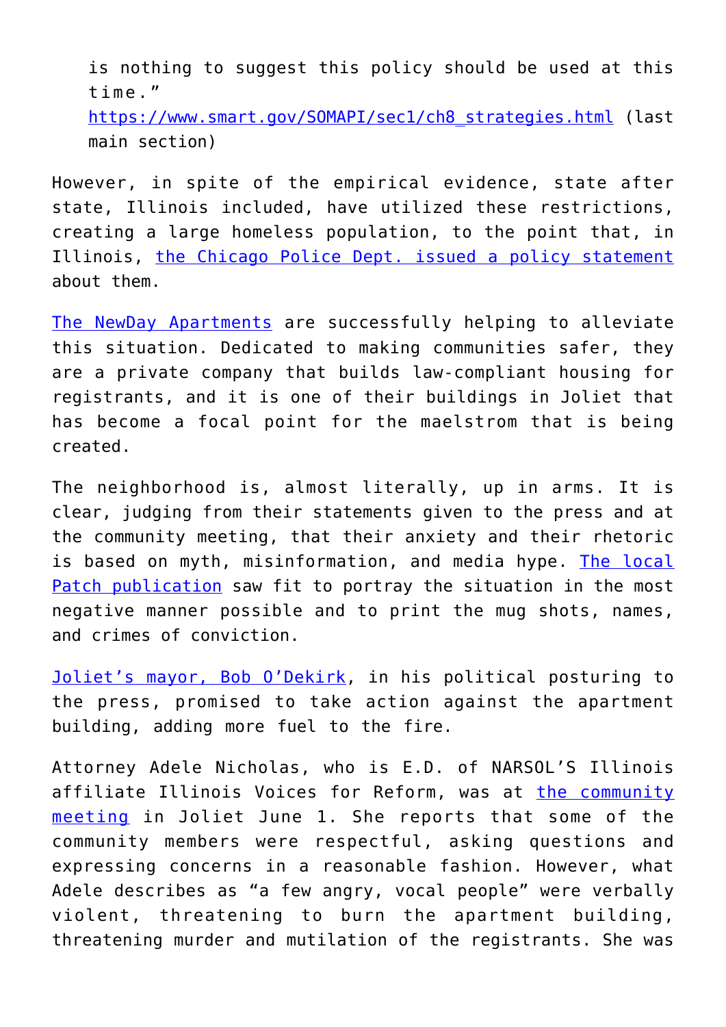is nothing to suggest this policy should be used at this time."
https://www.smart.gov/SOMAPI/sec1/ch8_strategies.html (last main section)

However, in spite of the empirical evidence, state after state, Illinois included, have utilized these restrictions, creating a large homeless population, to the point that, in Illinois, the Chicago Police Dept. issued a policy statement about them.

The NewDay Apartments are successfully helping to alleviate this situation. Dedicated to making communities safer, they are a private company that builds law-compliant housing for registrants, and it is one of their buildings in Joliet that has become a focal point for the maelstrom that is being created.

The neighborhood is, almost literally, up in arms. It is clear, judging from their statements given to the press and at the community meeting, that their anxiety and their rhetoric is based on myth, misinformation, and media hype. The local Patch publication saw fit to portray the situation in the most negative manner possible and to print the mug shots, names, and crimes of conviction.

Joliet's mayor, Bob O'Dekirk, in his political posturing to the press, promised to take action against the apartment building, adding more fuel to the fire.

Attorney Adele Nicholas, who is E.D. of NARSOL'S Illinois affiliate Illinois Voices for Reform, was at the community meeting in Joliet June 1. She reports that some of the community members were respectful, asking questions and expressing concerns in a reasonable fashion. However, what Adele describes as "a few angry, vocal people" were verbally violent, threatening to burn the apartment building, threatening murder and mutilation of the registrants. She was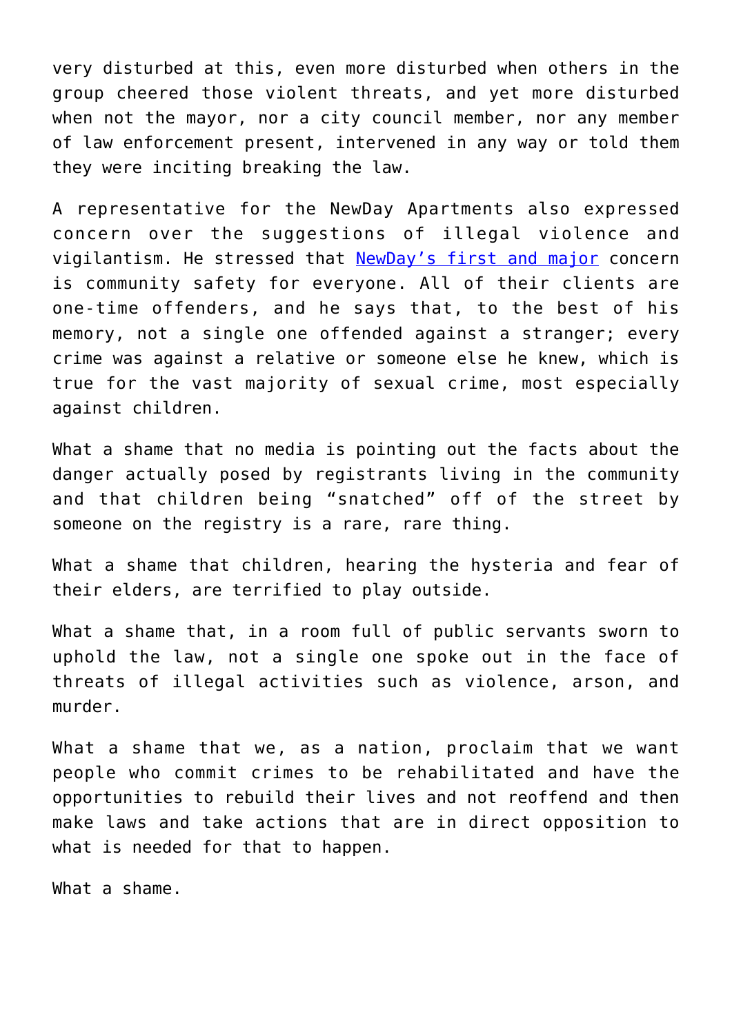very disturbed at this, even more disturbed when others in the group cheered those violent threats, and yet more disturbed when not the mayor, nor a city council member, nor any member of law enforcement present, intervened in any way or told them they were inciting breaking the law.

A representative for the NewDay Apartments also expressed concern over the suggestions of illegal violence and vigilantism. He stressed that NewDay's first and major concern is community safety for everyone. All of their clients are one-time offenders, and he says that, to the best of his memory, not a single one offended against a stranger; every crime was against a relative or someone else he knew, which is true for the vast majority of sexual crime, most especially against children.

What a shame that no media is pointing out the facts about the danger actually posed by registrants living in the community and that children being "snatched" off of the street by someone on the registry is a rare, rare thing.

What a shame that children, hearing the hysteria and fear of their elders, are terrified to play outside.

What a shame that, in a room full of public servants sworn to uphold the law, not a single one spoke out in the face of threats of illegal activities such as violence, arson, and murder.

What a shame that we, as a nation, proclaim that we want people who commit crimes to be rehabilitated and have the opportunities to rebuild their lives and not reoffend and then make laws and take actions that are in direct opposition to what is needed for that to happen.

What a shame.